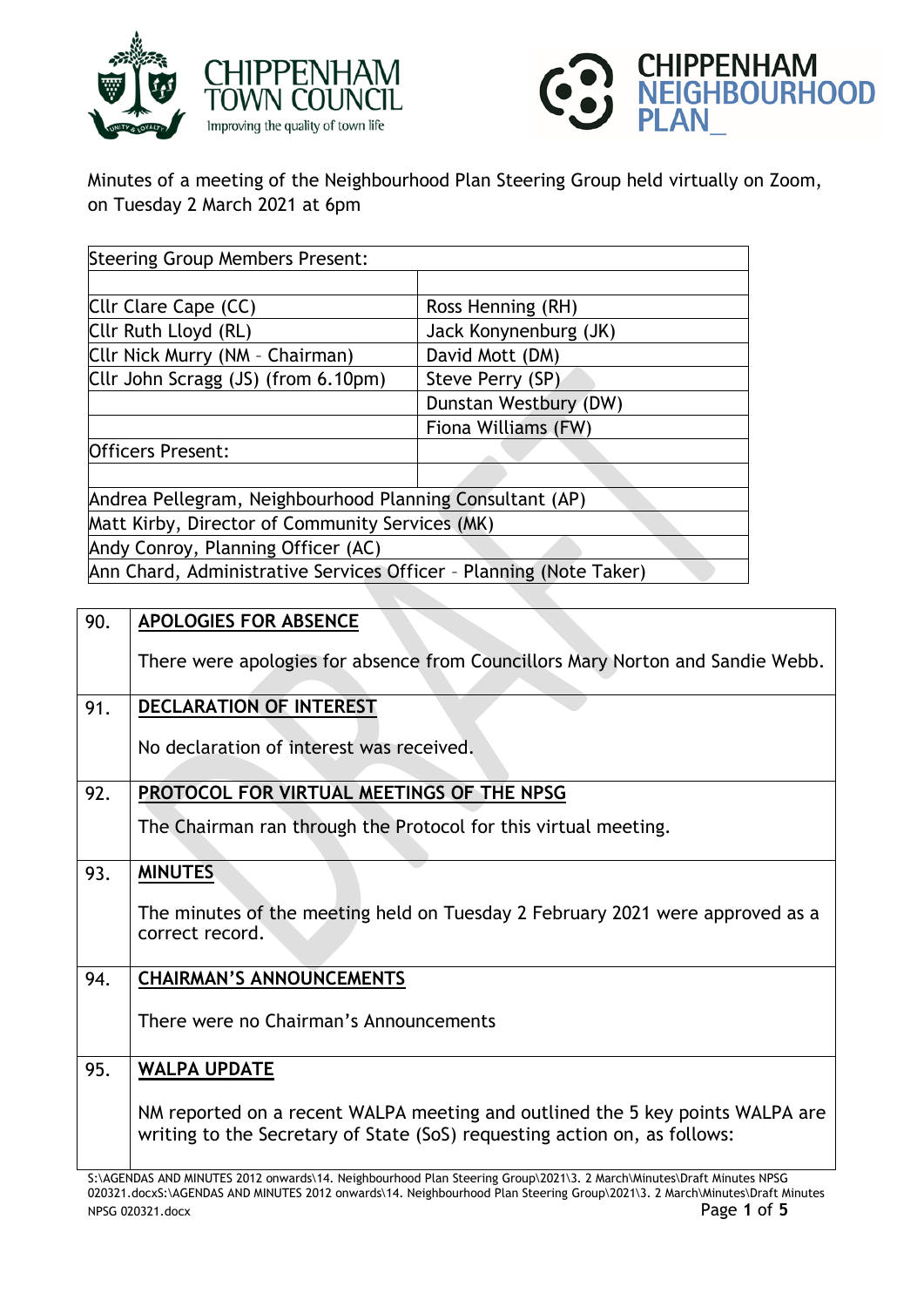Minutes of a meeting of the Neighbourhood Plan Steering Group held virtually on Zoom, on Tuesday 2 March 2021 at 6pm

| Steering Group Members Present: | |
|---|---|
| | |
| Cllr Clare Cape (CC) | Ross Henning (RH) |
| Cllr Ruth Lloyd (RL) | Jack Konynenburg (JK) |
| Cllr Nick Murry (NM - Chairman) | David Mott (DM) |
| Cllr John Scragg (JS) (from 6.10pm) | Steve Perry (SP) |
| | Dunstan Westbury (DW) |
| | Fiona Williams (FW) |
| Officers Present: | |
| | |
| Andrea Pellegram, Neighbourhood Planning Consultant (AP) | |
| Matt Kirby, Director of Community Services (MK) | |
| Andy Conroy, Planning Officer (AC) | |
| Ann Chard, Administrative Services Officer – Planning (Note Taker) | |

| | |
|---|---|
| 90. | **APOLOGIES FOR ABSENCE**<br><br>There were apologies for absence from Councillors Mary Norton and Sandie Webb. |
| 91. | **DECLARATION OF INTEREST**<br><br>No declaration of interest was received. |
| 92. | **PROTOCOL FOR VIRTUAL MEETINGS OF THE NPSG**<br><br>The Chairman ran through the Protocol for this virtual meeting. |
| 93. | **MINUTES**<br><br>The minutes of the meeting held on Tuesday 2 February 2021 were approved as a correct record. |
| 94. | **CHAIRMAN'S ANNOUNCEMENTS**<br><br>There were no Chairman's Announcements |
| 95. | **WALPA UPDATE**<br><br>NM reported on a recent WALPA meeting and outlined the 5 key points WALPA are writing to the Secretary of State (SoS) requesting action on, as follows: |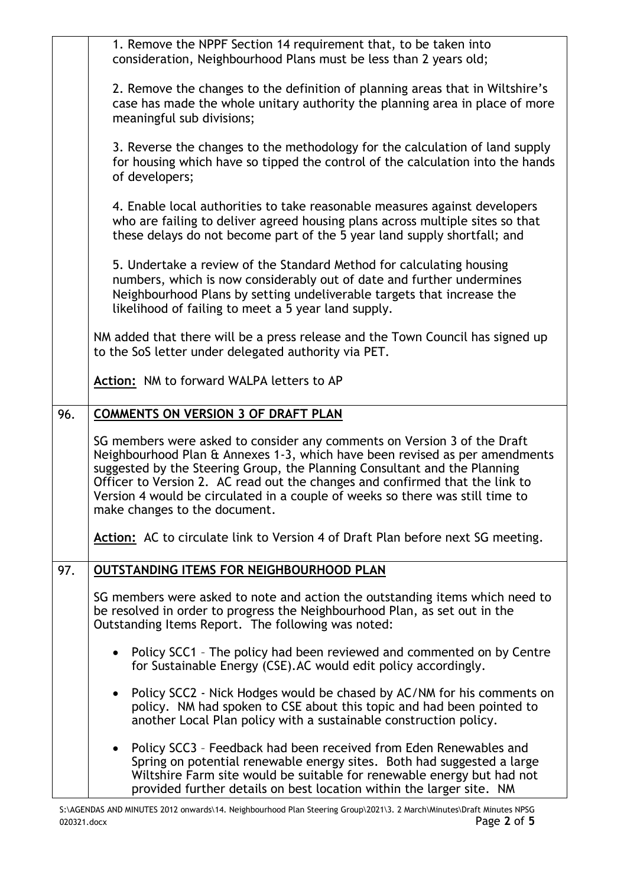1. Remove the NPPF Section 14 requirement that, to be taken into consideration, Neighbourhood Plans must be less than 2 years old;

2. Remove the changes to the definition of planning areas that in Wiltshire's case has made the whole unitary authority the planning area in place of more meaningful sub divisions;

3. Reverse the changes to the methodology for the calculation of land supply for housing which have so tipped the control of the calculation into the hands of developers;

4. Enable local authorities to take reasonable measures against developers who are failing to deliver agreed housing plans across multiple sites so that these delays do not become part of the 5 year land supply shortfall; and

5. Undertake a review of the Standard Method for calculating housing numbers, which is now considerably out of date and further undermines Neighbourhood Plans by setting undeliverable targets that increase the likelihood of failing to meet a 5 year land supply.

NM added that there will be a press release and the Town Council has signed up to the SoS letter under delegated authority via PET.

**Action:** NM to forward WALPA letters to AP

## 96. COMMENTS ON VERSION 3 OF DRAFT PLAN

SG members were asked to consider any comments on Version 3 of the Draft Neighbourhood Plan & Annexes 1-3, which have been revised as per amendments suggested by the Steering Group, the Planning Consultant and the Planning Officer to Version 2. AC read out the changes and confirmed that the link to Version 4 would be circulated in a couple of weeks so there was still time to make changes to the document.

**Action:** AC to circulate link to Version 4 of Draft Plan before next SG meeting.

## 97. OUTSTANDING ITEMS FOR NEIGHBOURHOOD PLAN

SG members were asked to note and action the outstanding items which need to be resolved in order to progress the Neighbourhood Plan, as set out in the Outstanding Items Report. The following was noted:

- Policy SCC1 – The policy had been reviewed and commented on by Centre for Sustainable Energy (CSE).AC would edit policy accordingly.
- Policy SCC2 - Nick Hodges would be chased by AC/NM for his comments on policy. NM had spoken to CSE about this topic and had been pointed to another Local Plan policy with a sustainable construction policy.
- Policy SCC3 – Feedback had been received from Eden Renewables and Spring on potential renewable energy sites. Both had suggested a large Wiltshire Farm site would be suitable for renewable energy but had not provided further details on best location within the larger site. NM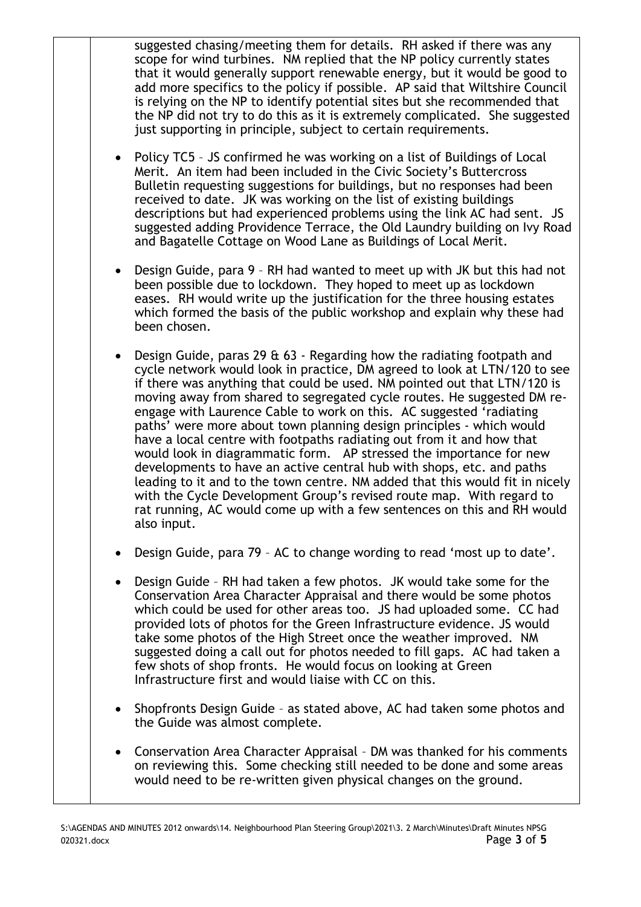suggested chasing/meeting them for details. RH asked if there was any scope for wind turbines. NM replied that the NP policy currently states that it would generally support renewable energy, but it would be good to add more specifics to the policy if possible. AP said that Wiltshire Council is relying on the NP to identify potential sites but she recommended that the NP did not try to do this as it is extremely complicated. She suggested just supporting in principle, subject to certain requirements.

- Policy TC5 – JS confirmed he was working on a list of Buildings of Local Merit. An item had been included in the Civic Society's Buttercross Bulletin requesting suggestions for buildings, but no responses had been received to date. JK was working on the list of existing buildings descriptions but had experienced problems using the link AC had sent. JS suggested adding Providence Terrace, the Old Laundry building on Ivy Road and Bagatelle Cottage on Wood Lane as Buildings of Local Merit.

- Design Guide, para 9 – RH had wanted to meet up with JK but this had not been possible due to lockdown. They hoped to meet up as lockdown eases. RH would write up the justification for the three housing estates which formed the basis of the public workshop and explain why these had been chosen.

- Design Guide, paras 29 & 63 - Regarding how the radiating footpath and cycle network would look in practice, DM agreed to look at LTN/120 to see if there was anything that could be used. NM pointed out that LTN/120 is moving away from shared to segregated cycle routes. He suggested DM re-engage with Laurence Cable to work on this. AC suggested 'radiating paths' were more about town planning design principles - which would have a local centre with footpaths radiating out from it and how that would look in diagrammatic form. AP stressed the importance for new developments to have an active central hub with shops, etc. and paths leading to it and to the town centre. NM added that this would fit in nicely with the Cycle Development Group's revised route map. With regard to rat running, AC would come up with a few sentences on this and RH would also input.

- Design Guide, para 79 – AC to change wording to read 'most up to date'.

- Design Guide – RH had taken a few photos. JK would take some for the Conservation Area Character Appraisal and there would be some photos which could be used for other areas too. JS had uploaded some. CC had provided lots of photos for the Green Infrastructure evidence. JS would take some photos of the High Street once the weather improved. NM suggested doing a call out for photos needed to fill gaps. AC had taken a few shots of shop fronts. He would focus on looking at Green Infrastructure first and would liaise with CC on this.

- Shopfronts Design Guide – as stated above, AC had taken some photos and the Guide was almost complete.

- Conservation Area Character Appraisal – DM was thanked for his comments on reviewing this. Some checking still needed to be done and some areas would need to be re-written given physical changes on the ground.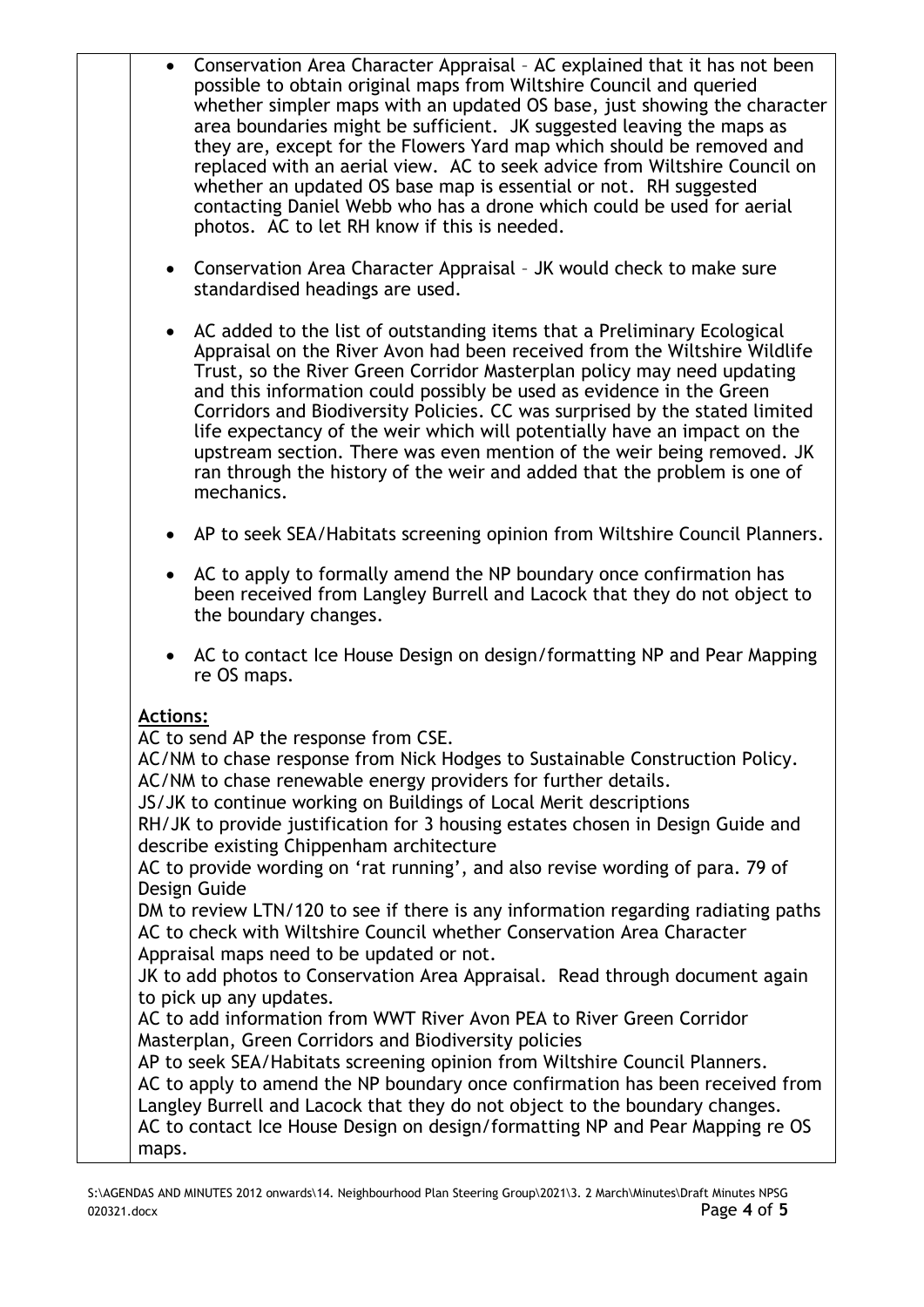- Conservation Area Character Appraisal – AC explained that it has not been possible to obtain original maps from Wiltshire Council and queried whether simpler maps with an updated OS base, just showing the character area boundaries might be sufficient. JK suggested leaving the maps as they are, except for the Flowers Yard map which should be removed and replaced with an aerial view. AC to seek advice from Wiltshire Council on whether an updated OS base map is essential or not. RH suggested contacting Daniel Webb who has a drone which could be used for aerial photos. AC to let RH know if this is needed.

- Conservation Area Character Appraisal – JK would check to make sure standardised headings are used.

- AC added to the list of outstanding items that a Preliminary Ecological Appraisal on the River Avon had been received from the Wiltshire Wildlife Trust, so the River Green Corridor Masterplan policy may need updating and this information could possibly be used as evidence in the Green Corridors and Biodiversity Policies. CC was surprised by the stated limited life expectancy of the weir which will potentially have an impact on the upstream section. There was even mention of the weir being removed. JK ran through the history of the weir and added that the problem is one of mechanics.

- AP to seek SEA/Habitats screening opinion from Wiltshire Council Planners.

- AC to apply to formally amend the NP boundary once confirmation has been received from Langley Burrell and Lacock that they do not object to the boundary changes.

- AC to contact Ice House Design on design/formatting NP and Pear Mapping re OS maps.

**Actions:**

AC to send AP the response from CSE.
AC/NM to chase response from Nick Hodges to Sustainable Construction Policy.
AC/NM to chase renewable energy providers for further details.
JS/JK to continue working on Buildings of Local Merit descriptions
RH/JK to provide justification for 3 housing estates chosen in Design Guide and describe existing Chippenham architecture
AC to provide wording on 'rat running', and also revise wording of para. 79 of Design Guide
DM to review LTN/120 to see if there is any information regarding radiating paths
AC to check with Wiltshire Council whether Conservation Area Character Appraisal maps need to be updated or not.
JK to add photos to Conservation Area Appraisal. Read through document again to pick up any updates.
AC to add information from WWT River Avon PEA to River Green Corridor Masterplan, Green Corridors and Biodiversity policies
AP to seek SEA/Habitats screening opinion from Wiltshire Council Planners.
AC to apply to amend the NP boundary once confirmation has been received from Langley Burrell and Lacock that they do not object to the boundary changes.
AC to contact Ice House Design on design/formatting NP and Pear Mapping re OS maps.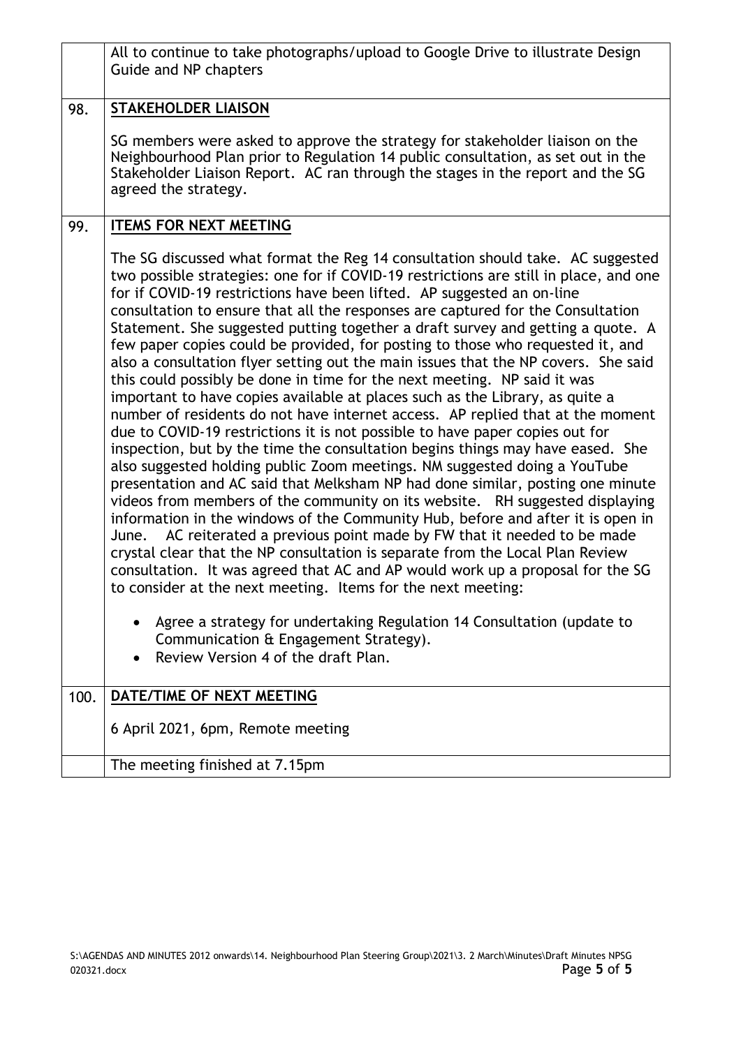| | |
|---|---|
| | All to continue to take photographs/upload to Google Drive to illustrate Design Guide and NP chapters |
| 98. | **STAKEHOLDER LIAISON**<br><br>SG members were asked to approve the strategy for stakeholder liaison on the Neighbourhood Plan prior to Regulation 14 public consultation, as set out in the Stakeholder Liaison Report. AC ran through the stages in the report and the SG agreed the strategy. |
| 99. | **ITEMS FOR NEXT MEETING**<br><br>The SG discussed what format the Reg 14 consultation should take. AC suggested two possible strategies: one for if COVID-19 restrictions are still in place, and one for if COVID-19 restrictions have been lifted. AP suggested an on-line consultation to ensure that all the responses are captured for the Consultation Statement. She suggested putting together a draft survey and getting a quote. A few paper copies could be provided, for posting to those who requested it, and also a consultation flyer setting out the main issues that the NP covers. She said this could possibly be done in time for the next meeting. NP said it was important to have copies available at places such as the Library, as quite a number of residents do not have internet access. AP replied that at the moment due to COVID-19 restrictions it is not possible to have paper copies out for inspection, but by the time the consultation begins things may have eased. She also suggested holding public Zoom meetings. NM suggested doing a YouTube presentation and AC said that Melksham NP had done similar, posting one minute videos from members of the community on its website. RH suggested displaying information in the windows of the Community Hub, before and after it is open in June. AC reiterated a previous point made by FW that it needed to be made crystal clear that the NP consultation is separate from the Local Plan Review consultation. It was agreed that AC and AP would work up a proposal for the SG to consider at the next meeting. Items for the next meeting:<br><br>• Agree a strategy for undertaking Regulation 14 Consultation (update to Communication & Engagement Strategy).<br>• Review Version 4 of the draft Plan. |
| 100. | **DATE/TIME OF NEXT MEETING**<br><br>6 April 2021, 6pm, Remote meeting |
| | The meeting finished at 7.15pm |

S:\AGENDAS AND MINUTES 2012 onwards\14. Neighbourhood Plan Steering Group\2021\3. 2 March\Minutes\Draft Minutes NPSG 020321.docx